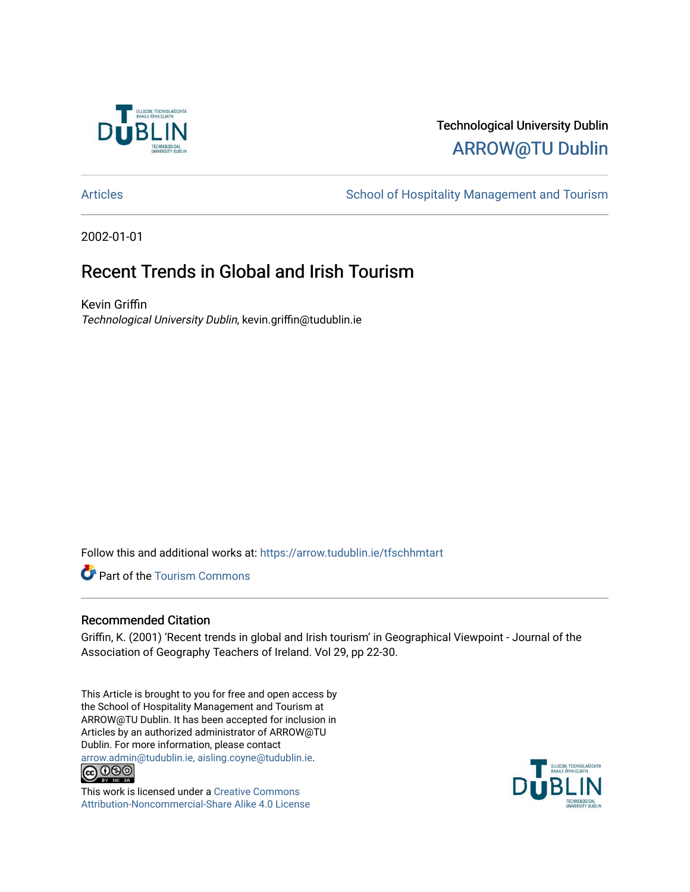Technological University Dublin

ARROW@TU Dublin

Articles | School of Hospitality Management and Tourism

2002-01-01

# Recent Trends in Global and Irish Tourism

Kevin Griffin

*Technological University Dublin*, kevin.griffin@tudublin.ie

Follow this and additional works at: https://arrow.tudublin.ie/tfschhmtart

Part of the Tourism Commons

## Recommended Citation

Griffin, K. (2001) 'Recent trends in global and Irish tourism' in Geographical Viewpoint - Journal of the Association of Geography Teachers of Ireland. Vol 29, pp 22-30.

This Article is brought to you for free and open access by the School of Hospitality Management and Tourism at ARROW@TU Dublin. It has been accepted for inclusion in Articles by an authorized administrator of ARROW@TU Dublin. For more information, please contact arrow.admin@tudublin.ie, aisling.coyne@tudublin.ie.

This work is licensed under a Creative Commons Attribution-Noncommercial-Share Alike 4.0 License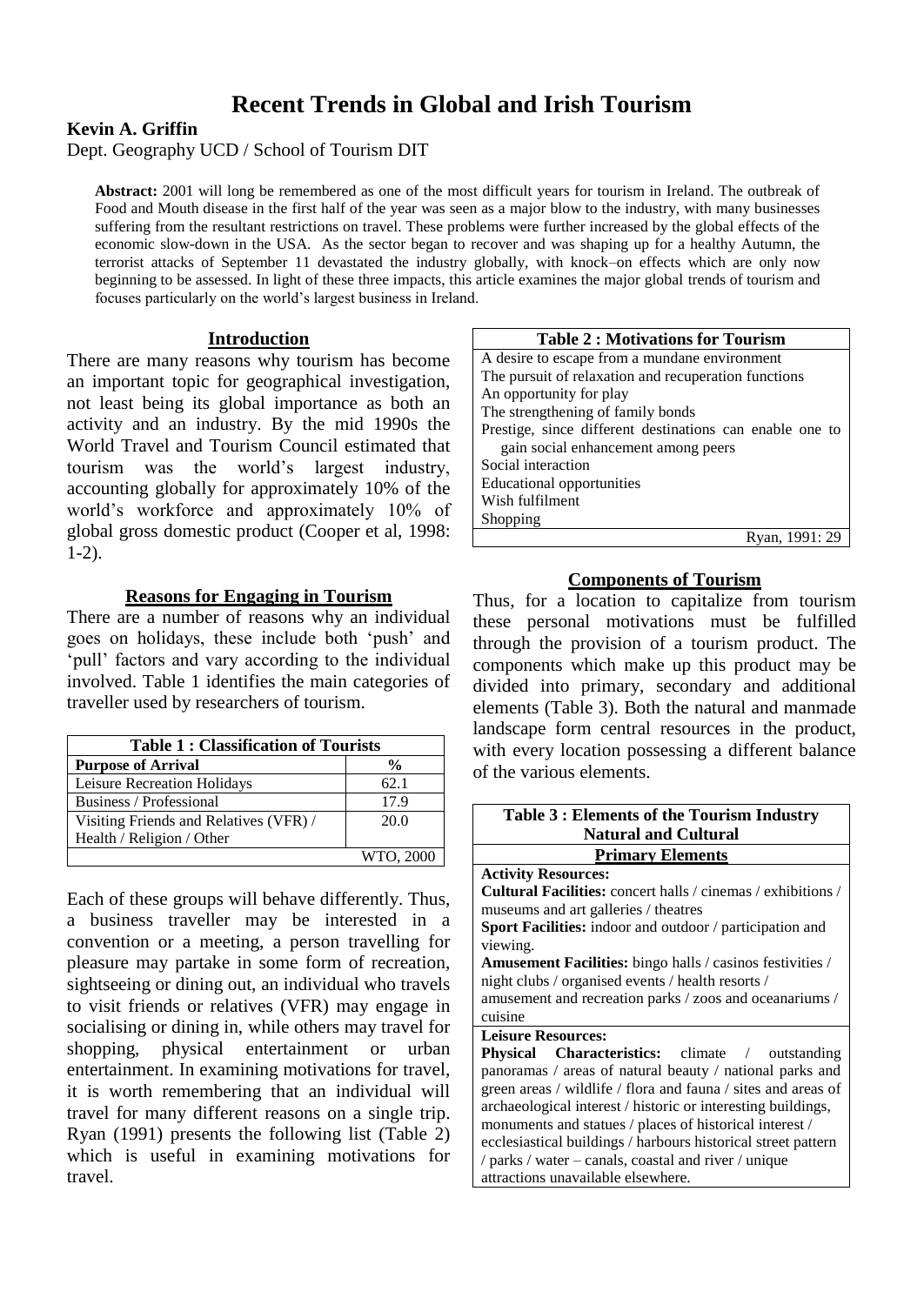# Recent Trends in Global and Irish Tourism

**Kevin A. Griffin**

Dept. Geography UCD / School of Tourism DIT

**Abstract:** 2001 will long be remembered as one of the most difficult years for tourism in Ireland. The outbreak of Food and Mouth disease in the first half of the year was seen as a major blow to the industry, with many businesses suffering from the resultant restrictions on travel. These problems were further increased by the global effects of the economic slow-down in the USA. As the sector began to recover and was shaping up for a healthy Autumn, the terrorist attacks of September 11 devastated the industry globally, with knock–on effects which are only now beginning to be assessed. In light of these three impacts, this article examines the major global trends of tourism and focuses particularly on the world's largest business in Ireland.

## Introduction

There are many reasons why tourism has become an important topic for geographical investigation, not least being its global importance as both an activity and an industry. By the mid 1990s the World Travel and Tourism Council estimated that tourism was the world's largest industry, accounting globally for approximately 10% of the world's workforce and approximately 10% of global gross domestic product (Cooper et al, 1998: 1-2).

## Reasons for Engaging in Tourism

There are a number of reasons why an individual goes on holidays, these include both 'push' and 'pull' factors and vary according to the individual involved. Table 1 identifies the main categories of traveller used by researchers of tourism.

| **Table 1 : Classification of Tourists** | |
|---|---|
| **Purpose of Arrival** | **%** |
| Leisure Recreation Holidays | 62.1 |
| Business / Professional | 17.9 |
| Visiting Friends and Relatives (VFR) / Health / Religion / Other | 20.0 |
| | WTO, 2000 |

Each of these groups will behave differently. Thus, a business traveller may be interested in a convention or a meeting, a person travelling for pleasure may partake in some form of recreation, sightseeing or dining out, an individual who travels to visit friends or relatives (VFR) may engage in socialising or dining in, while others may travel for shopping, physical entertainment or urban entertainment. In examining motivations for travel, it is worth remembering that an individual will travel for many different reasons on a single trip. Ryan (1991) presents the following list (Table 2) which is useful in examining motivations for travel.

| **Table 2 : Motivations for Tourism** |
|---|
| A desire to escape from a mundane environment |
| The pursuit of relaxation and recuperation functions |
| An opportunity for play |
| The strengthening of family bonds |
| Prestige, since different destinations can enable one to gain social enhancement among peers |
| Social interaction |
| Educational opportunities |
| Wish fulfilment |
| Shopping |
| Ryan, 1991: 29 |

## Components of Tourism

Thus, for a location to capitalize from tourism these personal motivations must be fulfilled through the provision of a tourism product. The components which make up this product may be divided into primary, secondary and additional elements (Table 3). Both the natural and manmade landscape form central resources in the product, with every location possessing a different balance of the various elements.

| **Table 3 : Elements of the Tourism Industry Natural and Cultural** |
|---|
| **Primary Elements** |
| **Activity Resources:**<br>**Cultural Facilities:** concert halls / cinemas / exhibitions / museums and art galleries / theatres<br>**Sport Facilities:** indoor and outdoor / participation and viewing.<br>**Amusement Facilities:** bingo halls / casinos festivities / night clubs / organised events / health resorts / amusement and recreation parks / zoos and oceanariums / cuisine |
| **Leisure Resources:**<br>**Physical Characteristics:** climate / outstanding panoramas / areas of natural beauty / national parks and green areas / wildlife / flora and fauna / sites and areas of archaeological interest / historic or interesting buildings, monuments and statues / places of historical interest / ecclesiastical buildings / harbours historical street pattern / parks / water – canals, coastal and river / unique attractions unavailable elsewhere. |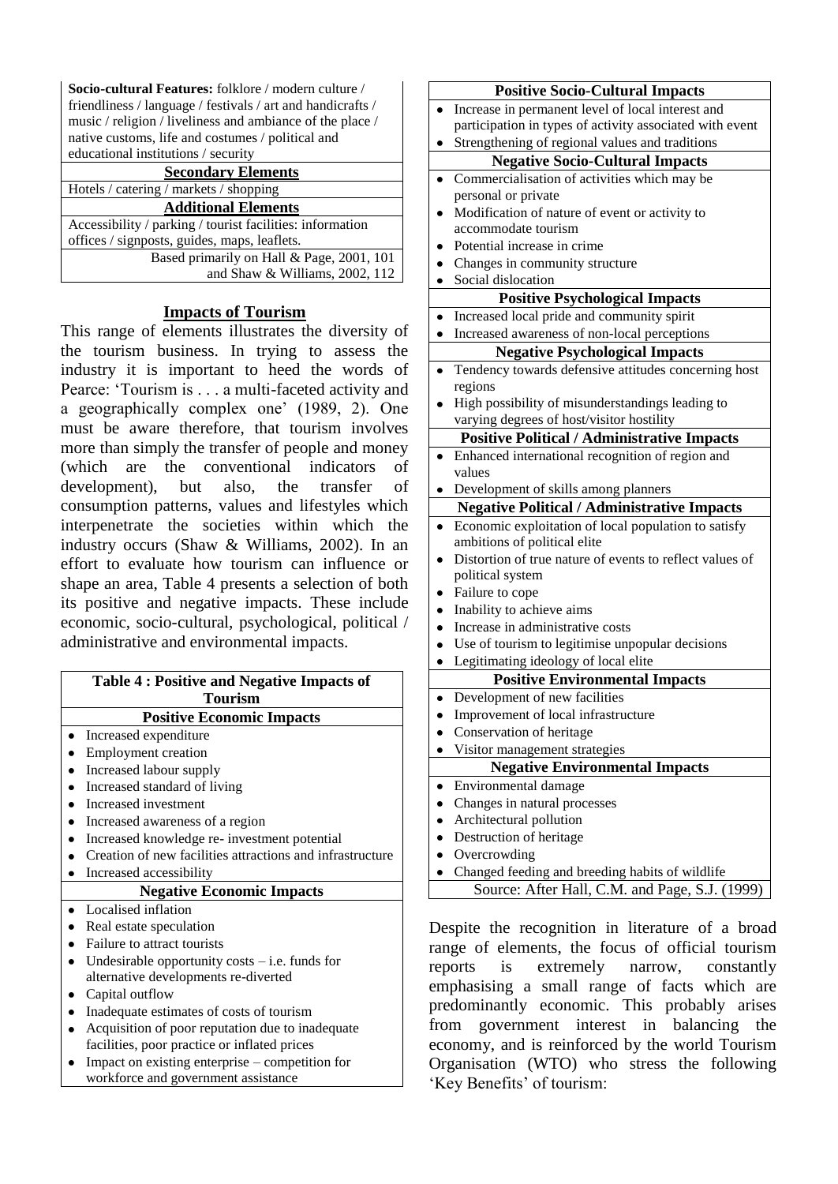| **Socio-cultural Features:** folklore / modern culture / friendliness / language / festivals / art and handicrafts / music / religion / liveliness and ambiance of the place / native customs, life and costumes / political and educational institutions / security |
|---|
| **Secondary Elements** |
| Hotels / catering / markets / shopping |
| **Additional Elements** |
| Accessibility / parking / tourist facilities: information offices / signposts, guides, maps, leaflets. |
| Based primarily on Hall & Page, 2001, 101 and Shaw & Williams, 2002, 112 |

## Impacts of Tourism

This range of elements illustrates the diversity of the tourism business. In trying to assess the industry it is important to heed the words of Pearce: 'Tourism is . . . a multi-faceted activity and a geographically complex one' (1989, 2). One must be aware therefore, that tourism involves more than simply the transfer of people and money (which are the conventional indicators of development), but also, the transfer of consumption patterns, values and lifestyles which interpenetrate the societies within which the industry occurs (Shaw & Williams, 2002). In an effort to evaluate how tourism can influence or shape an area, Table 4 presents a selection of both its positive and negative impacts. These include economic, socio-cultural, psychological, political / administrative and environmental impacts.

| **Table 4 : Positive and Negative Impacts of Tourism** |
|---|
| **Positive Economic Impacts** |
| • Increased expenditure<br>• Employment creation<br>• Increased labour supply<br>• Increased standard of living<br>• Increased investment<br>• Increased awareness of a region<br>• Increased knowledge re- investment potential<br>• Creation of new facilities attractions and infrastructure<br>• Increased accessibility |
| **Negative Economic Impacts** |
| • Localised inflation<br>• Real estate speculation<br>• Failure to attract tourists<br>• Undesirable opportunity costs – i.e. funds for alternative developments re-diverted<br>• Capital outflow<br>• Inadequate estimates of costs of tourism<br>• Acquisition of poor reputation due to inadequate facilities, poor practice or inflated prices<br>• Impact on existing enterprise – competition for workforce and government assistance |
| **Positive Socio-Cultural Impacts** |
| • Increase in permanent level of local interest and participation in types of activity associated with event<br>• Strengthening of regional values and traditions |
| **Negative Socio-Cultural Impacts** |
| • Commercialisation of activities which may be personal or private<br>• Modification of nature of event or activity to accommodate tourism<br>• Potential increase in crime<br>• Changes in community structure<br>• Social dislocation |
| **Positive Psychological Impacts** |
| • Increased local pride and community spirit<br>• Increased awareness of non-local perceptions |
| **Negative Psychological Impacts** |
| • Tendency towards defensive attitudes concerning host regions<br>• High possibility of misunderstandings leading to varying degrees of host/visitor hostility |
| **Positive Political / Administrative Impacts** |
| • Enhanced international recognition of region and values<br>• Development of skills among planners |
| **Negative Political / Administrative Impacts** |
| • Economic exploitation of local population to satisfy ambitions of political elite<br>• Distortion of true nature of events to reflect values of political system<br>• Failure to cope<br>• Inability to achieve aims<br>• Increase in administrative costs<br>• Use of tourism to legitimise unpopular decisions<br>• Legitimating ideology of local elite |
| **Positive Environmental Impacts** |
| • Development of new facilities<br>• Improvement of local infrastructure<br>• Conservation of heritage<br>• Visitor management strategies |
| **Negative Environmental Impacts** |
| • Environmental damage<br>• Changes in natural processes<br>• Architectural pollution<br>• Destruction of heritage<br>• Overcrowding<br>• Changed feeding and breeding habits of wildlife |
| Source: After Hall, C.M. and Page, S.J. (1999) |

Despite the recognition in literature of a broad range of elements, the focus of official tourism reports is extremely narrow, constantly emphasising a small range of facts which are predominantly economic. This probably arises from government interest in balancing the economy, and is reinforced by the world Tourism Organisation (WTO) who stress the following 'Key Benefits' of tourism: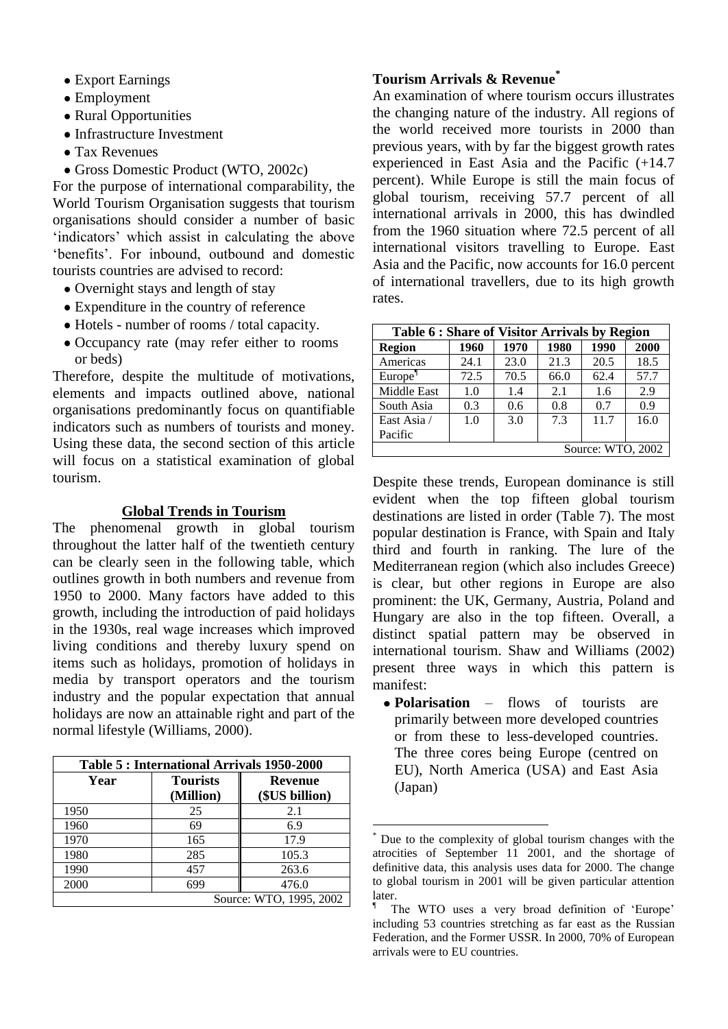- Export Earnings
- Employment
- Rural Opportunities
- Infrastructure Investment
- Tax Revenues
- Gross Domestic Product (WTO, 2002c)

For the purpose of international comparability, the World Tourism Organisation suggests that tourism organisations should consider a number of basic 'indicators' which assist in calculating the above 'benefits'. For inbound, outbound and domestic tourists countries are advised to record:

- Overnight stays and length of stay
- Expenditure in the country of reference
- Hotels - number of rooms / total capacity.
- Occupancy rate (may refer either to rooms or beds)

Therefore, despite the multitude of motivations, elements and impacts outlined above, national organisations predominantly focus on quantifiable indicators such as numbers of tourists and money. Using these data, the second section of this article will focus on a statistical examination of global tourism.

## Global Trends in Tourism

The phenomenal growth in global tourism throughout the latter half of the twentieth century can be clearly seen in the following table, which outlines growth in both numbers and revenue from 1950 to 2000. Many factors have added to this growth, including the introduction of paid holidays in the 1930s, real wage increases which improved living conditions and thereby luxury spend on items such as holidays, promotion of holidays in media by transport operators and the tourism industry and the popular expectation that annual holidays are now an attainable right and part of the normal lifestyle (Williams, 2000).

**Table 5 : International Arrivals 1950-2000**

| Year | Tourists (Million) | Revenue ($US billion) |
|---|---|---|
| 1950 | 25 | 2.1 |
| 1960 | 69 | 6.9 |
| 1970 | 165 | 17.9 |
| 1980 | 285 | 105.3 |
| 1990 | 457 | 263.6 |
| 2000 | 699 | 476.0 |

Source: WTO, 1995, 2002

### Tourism Arrivals & Revenue*

An examination of where tourism occurs illustrates the changing nature of the industry. All regions of the world received more tourists in 2000 than previous years, with by far the biggest growth rates experienced in East Asia and the Pacific (+14.7 percent). While Europe is still the main focus of global tourism, receiving 57.7 percent of all international arrivals in 2000, this has dwindled from the 1960 situation where 72.5 percent of all international visitors travelling to Europe. East Asia and the Pacific, now accounts for 16.0 percent of international travellers, due to its high growth rates.

**Table 6 : Share of Visitor Arrivals by Region**

| Region | 1960 | 1970 | 1980 | 1990 | 2000 |
|---|---|---|---|---|---|
| Americas | 24.1 | 23.0 | 21.3 | 20.5 | 18.5 |
| Europe¶ | 72.5 | 70.5 | 66.0 | 62.4 | 57.7 |
| Middle East | 1.0 | 1.4 | 2.1 | 1.6 | 2.9 |
| South Asia | 0.3 | 0.6 | 0.8 | 0.7 | 0.9 |
| East Asia / Pacific | 1.0 | 3.0 | 7.3 | 11.7 | 16.0 |

Source: WTO, 2002

Despite these trends, European dominance is still evident when the top fifteen global tourism destinations are listed in order (Table 7). The most popular destination is France, with Spain and Italy third and fourth in ranking. The lure of the Mediterranean region (which also includes Greece) is clear, but other regions in Europe are also prominent: the UK, Germany, Austria, Poland and Hungary are also in the top fifteen. Overall, a distinct spatial pattern may be observed in international tourism. Shaw and Williams (2002) present three ways in which this pattern is manifest:

- **Polarisation** – flows of tourists are primarily between more developed countries or from these to less-developed countries. The three cores being Europe (centred on EU), North America (USA) and East Asia (Japan)

---

* Due to the complexity of global tourism changes with the atrocities of September 11 2001, and the shortage of definitive data, this analysis uses data for 2000. The change to global tourism in 2001 will be given particular attention later.

¶ The WTO uses a very broad definition of 'Europe' including 53 countries stretching as far east as the Russian Federation, and the Former USSR. In 2000, 70% of European arrivals were to EU countries.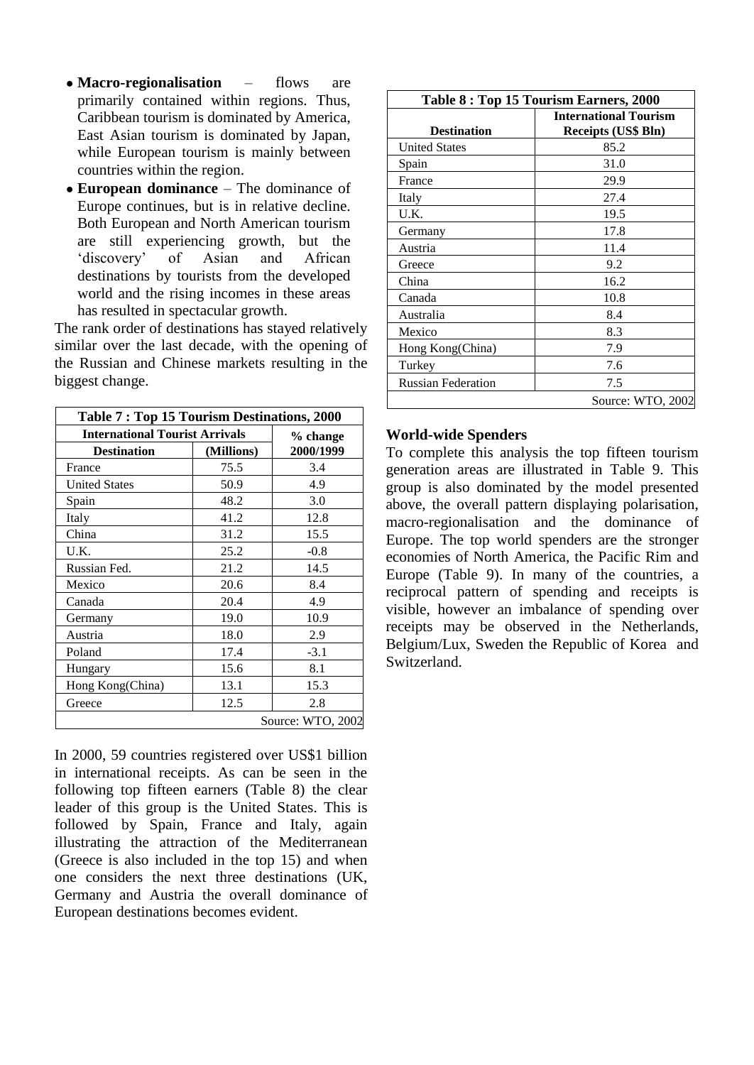- **Macro-regionalisation** – flows are primarily contained within regions. Thus, Caribbean tourism is dominated by America, East Asian tourism is dominated by Japan, while European tourism is mainly between countries within the region.
- **European dominance** – The dominance of Europe continues, but is in relative decline. Both European and North American tourism are still experiencing growth, but the 'discovery' of Asian and African destinations by tourists from the developed world and the rising incomes in these areas has resulted in spectacular growth.

The rank order of destinations has stayed relatively similar over the last decade, with the opening of the Russian and Chinese markets resulting in the biggest change.

| **Table 7 : Top 15 Tourism Destinations, 2000** | | |
|---|---|---|
| **International Tourist Arrivals** | | **% change** |
| **Destination** | **(Millions)** | **2000/1999** |
| France | 75.5 | 3.4 |
| United States | 50.9 | 4.9 |
| Spain | 48.2 | 3.0 |
| Italy | 41.2 | 12.8 |
| China | 31.2 | 15.5 |
| U.K. | 25.2 | -0.8 |
| Russian Fed. | 21.2 | 14.5 |
| Mexico | 20.6 | 8.4 |
| Canada | 20.4 | 4.9 |
| Germany | 19.0 | 10.9 |
| Austria | 18.0 | 2.9 |
| Poland | 17.4 | -3.1 |
| Hungary | 15.6 | 8.1 |
| Hong Kong(China) | 13.1 | 15.3 |
| Greece | 12.5 | 2.8 |
| | | Source: WTO, 2002 |

In 2000, 59 countries registered over US$1 billion in international receipts. As can be seen in the following top fifteen earners (Table 8) the clear leader of this group is the United States. This is followed by Spain, France and Italy, again illustrating the attraction of the Mediterranean (Greece is also included in the top 15) and when one considers the next three destinations (UK, Germany and Austria the overall dominance of European destinations becomes evident.

| **Table 8 : Top 15 Tourism Earners, 2000** | |
|---|---|
| **Destination** | **International Tourism Receipts (US$ Bln)** |
| United States | 85.2 |
| Spain | 31.0 |
| France | 29.9 |
| Italy | 27.4 |
| U.K. | 19.5 |
| Germany | 17.8 |
| Austria | 11.4 |
| Greece | 9.2 |
| China | 16.2 |
| Canada | 10.8 |
| Australia | 8.4 |
| Mexico | 8.3 |
| Hong Kong(China) | 7.9 |
| Turkey | 7.6 |
| Russian Federation | 7.5 |
| | Source: WTO, 2002 |

### World-wide Spenders

To complete this analysis the top fifteen tourism generation areas are illustrated in Table 9. This group is also dominated by the model presented above, the overall pattern displaying polarisation, macro-regionalisation and the dominance of Europe. The top world spenders are the stronger economies of North America, the Pacific Rim and Europe (Table 9). In many of the countries, a reciprocal pattern of spending and receipts is visible, however an imbalance of spending over receipts may be observed in the Netherlands, Belgium/Lux, Sweden the Republic of Korea and Switzerland.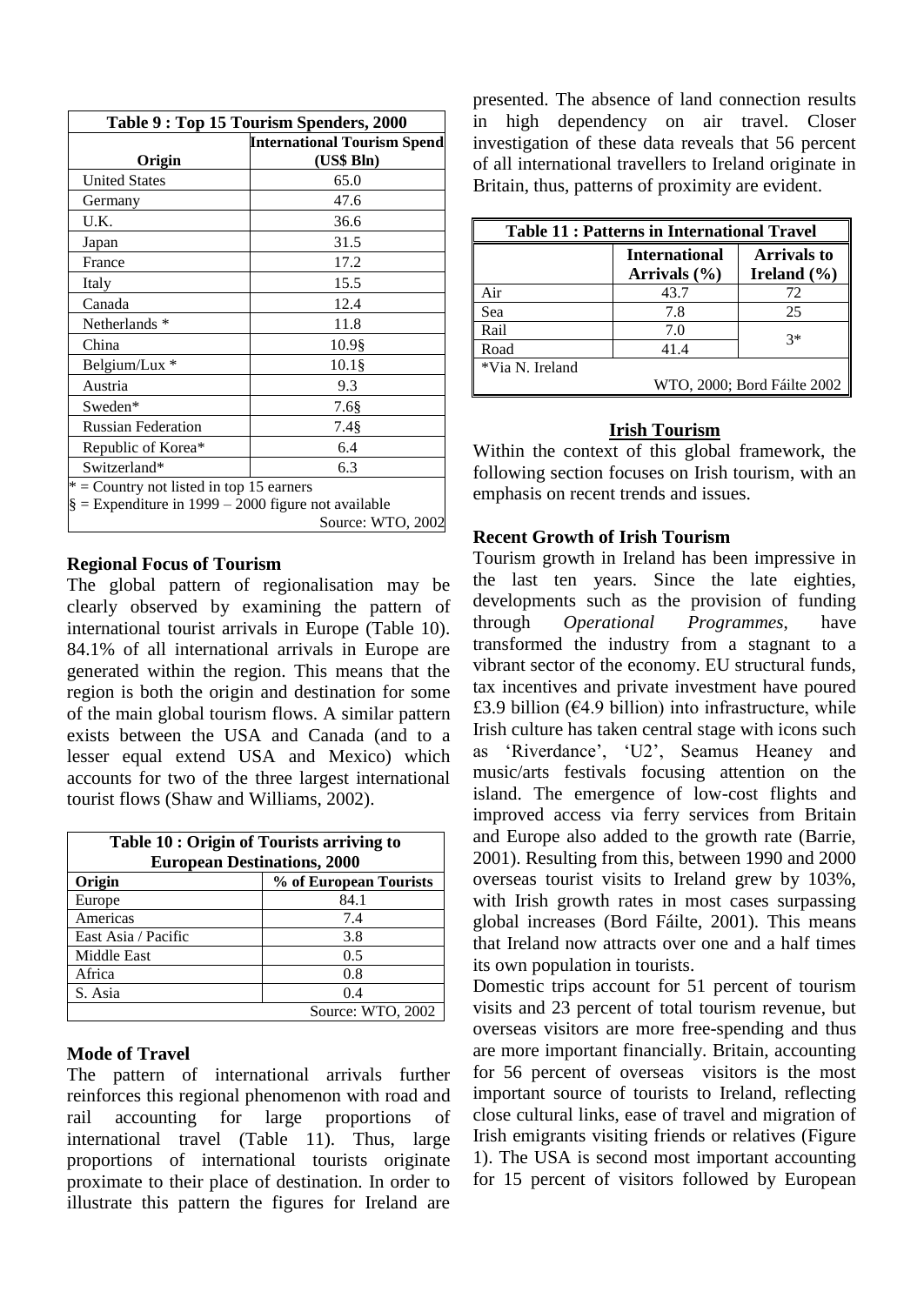| Table 9 : Top 15 Tourism Spenders, 2000 | |
|---|---|
| **Origin** | **International Tourism Spend (US$ Bln)** |
| United States | 65.0 |
| Germany | 47.6 |
| U.K. | 36.6 |
| Japan | 31.5 |
| France | 17.2 |
| Italy | 15.5 |
| Canada | 12.4 |
| Netherlands * | 11.8 |
| China | 10.9§ |
| Belgium/Lux * | 10.1§ |
| Austria | 9.3 |
| Sweden* | 7.6§ |
| Russian Federation | 7.4§ |
| Republic of Korea* | 6.4 |
| Switzerland* | 6.3 |

* = Country not listed in top 15 earners
§ = Expenditure in 1999 – 2000 figure not available
Source: WTO, 2002

### Regional Focus of Tourism

The global pattern of regionalisation may be clearly observed by examining the pattern of international tourist arrivals in Europe (Table 10). 84.1% of all international arrivals in Europe are generated within the region. This means that the region is both the origin and destination for some of the main global tourism flows. A similar pattern exists between the USA and Canada (and to a lesser equal extend USA and Mexico) which accounts for two of the three largest international tourist flows (Shaw and Williams, 2002).

| Table 10 : Origin of Tourists arriving to European Destinations, 2000 | |
|---|---|
| **Origin** | **% of European Tourists** |
| Europe | 84.1 |
| Americas | 7.4 |
| East Asia / Pacific | 3.8 |
| Middle East | 0.5 |
| Africa | 0.8 |
| S. Asia | 0.4 |

Source: WTO, 2002

### Mode of Travel

The pattern of international arrivals further reinforces this regional phenomenon with road and rail accounting for large proportions of international travel (Table 11). Thus, large proportions of international tourists originate proximate to their place of destination. In order to illustrate this pattern the figures for Ireland are presented. The absence of land connection results in high dependency on air travel. Closer investigation of these data reveals that 56 percent of all international travellers to Ireland originate in Britain, thus, patterns of proximity are evident.

| Table 11 : Patterns in International Travel | | |
|---|---|---|
| | **International Arrivals (%)** | **Arrivals to Ireland (%)** |
| Air | 43.7 | 72 |
| Sea | 7.8 | 25 |
| Rail | 7.0 | 3* |
| Road | 41.4 | |

*Via N. Ireland
WTO, 2000; Bord Fáilte 2002

## Irish Tourism

Within the context of this global framework, the following section focuses on Irish tourism, with an emphasis on recent trends and issues.

### Recent Growth of Irish Tourism

Tourism growth in Ireland has been impressive in the last ten years. Since the late eighties, developments such as the provision of funding through *Operational Programmes*, have transformed the industry from a stagnant to a vibrant sector of the economy. EU structural funds, tax incentives and private investment have poured £3.9 billion (€4.9 billion) into infrastructure, while Irish culture has taken central stage with icons such as 'Riverdance', 'U2', Seamus Heaney and music/arts festivals focusing attention on the island. The emergence of low-cost flights and improved access via ferry services from Britain and Europe also added to the growth rate (Barrie, 2001). Resulting from this, between 1990 and 2000 overseas tourist visits to Ireland grew by 103%, with Irish growth rates in most cases surpassing global increases (Bord Fáilte, 2001). This means that Ireland now attracts over one and a half times its own population in tourists.

Domestic trips account for 51 percent of tourism visits and 23 percent of total tourism revenue, but overseas visitors are more free-spending and thus are more important financially. Britain, accounting for 56 percent of overseas visitors is the most important source of tourists to Ireland, reflecting close cultural links, ease of travel and migration of Irish emigrants visiting friends or relatives (Figure 1). The USA is second most important accounting for 15 percent of visitors followed by European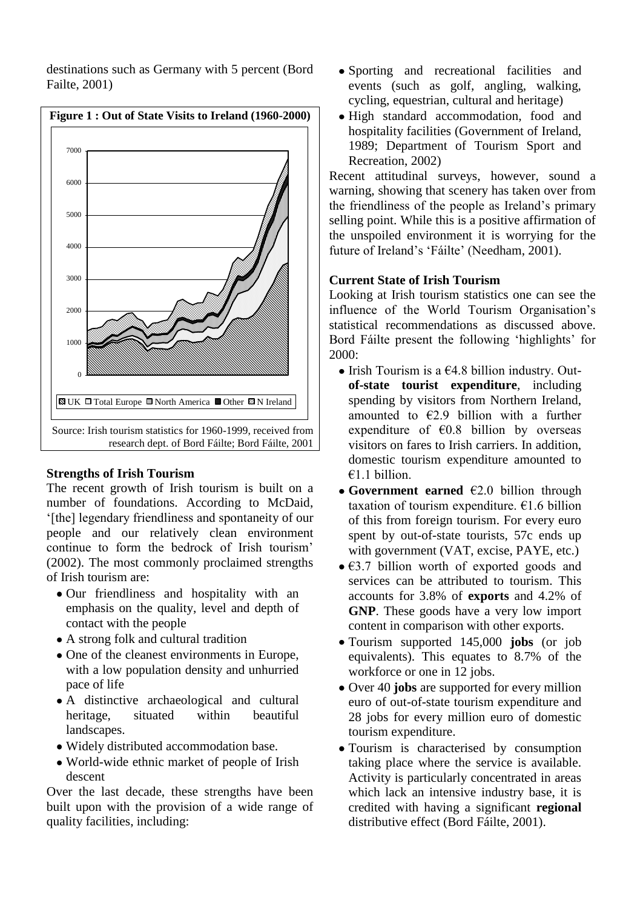destinations such as Germany with 5 percent (Bord Failte, 2001)

**Figure 1 : Out of State Visits to Ireland (1960-2000)**

Source: Irish tourism statistics for 1960-1999, received from research dept. of Bord Fáilte; Bord Fáilte, 2001

### Strengths of Irish Tourism

The recent growth of Irish tourism is built on a number of foundations. According to McDaid, '[the] legendary friendliness and spontaneity of our people and our relatively clean environment continue to form the bedrock of Irish tourism' (2002). The most commonly proclaimed strengths of Irish tourism are:

- Our friendliness and hospitality with an emphasis on the quality, level and depth of contact with the people
- A strong folk and cultural tradition
- One of the cleanest environments in Europe, with a low population density and unhurried pace of life
- A distinctive archaeological and cultural heritage, situated within beautiful landscapes.
- Widely distributed accommodation base.
- World-wide ethnic market of people of Irish descent

Over the last decade, these strengths have been built upon with the provision of a wide range of quality facilities, including:

- Sporting and recreational facilities and events (such as golf, angling, walking, cycling, equestrian, cultural and heritage)
- High standard accommodation, food and hospitality facilities (Government of Ireland, 1989; Department of Tourism Sport and Recreation, 2002)

Recent attitudinal surveys, however, sound a warning, showing that scenery has taken over from the friendliness of the people as Ireland's primary selling point. While this is a positive affirmation of the unspoiled environment it is worrying for the future of Ireland's 'Fáilte' (Needham, 2001).

### Current State of Irish Tourism

Looking at Irish tourism statistics one can see the influence of the World Tourism Organisation's statistical recommendations as discussed above. Bord Fáilte present the following 'highlights' for 2000:

- Irish Tourism is a €4.8 billion industry. Out-**of-state tourist expenditure**, including spending by visitors from Northern Ireland, amounted to €2.9 billion with a further expenditure of €0.8 billion by overseas visitors on fares to Irish carriers. In addition, domestic tourism expenditure amounted to €1.1 billion.
- **Government earned** €2.0 billion through taxation of tourism expenditure. €1.6 billion of this from foreign tourism. For every euro spent by out-of-state tourists, 57c ends up with government (VAT, excise, PAYE, etc.)
- €3.7 billion worth of exported goods and services can be attributed to tourism. This accounts for 3.8% of **exports** and 4.2% of **GNP**. These goods have a very low import content in comparison with other exports.
- Tourism supported 145,000 **jobs** (or job equivalents). This equates to 8.7% of the workforce or one in 12 jobs.
- Over 40 **jobs** are supported for every million euro of out-of-state tourism expenditure and 28 jobs for every million euro of domestic tourism expenditure.
- Tourism is characterised by consumption taking place where the service is available. Activity is particularly concentrated in areas which lack an intensive industry base, it is credited with having a significant **regional** distributive effect (Bord Fáilte, 2001).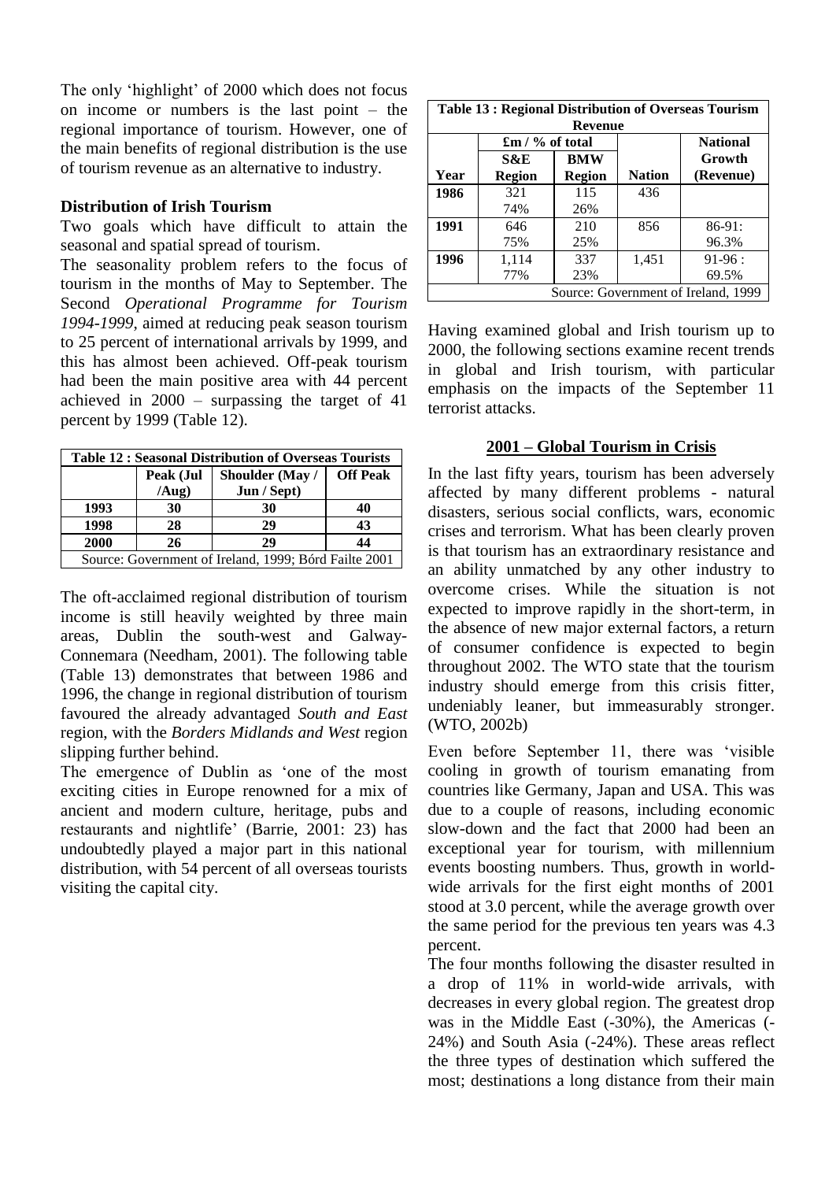The only 'highlight' of 2000 which does not focus on income or numbers is the last point – the regional importance of tourism. However, one of the main benefits of regional distribution is the use of tourism revenue as an alternative to industry.

### Distribution of Irish Tourism

Two goals which have difficult to attain the seasonal and spatial spread of tourism.

The seasonality problem refers to the focus of tourism in the months of May to September. The Second *Operational Programme for Tourism 1994-1999*, aimed at reducing peak season tourism to 25 percent of international arrivals by 1999, and this has almost been achieved. Off-peak tourism had been the main positive area with 44 percent achieved in 2000 – surpassing the target of 41 percent by 1999 (Table 12).

| **Table 12 : Seasonal Distribution of Overseas Tourists** | | | |
|---|---|---|---|
| | **Peak (Jul /Aug)** | **Shoulder (May / Jun / Sept)** | **Off Peak** |
| **1993** | **30** | **30** | **40** |
| **1998** | **28** | **29** | **43** |
| **2000** | **26** | **29** | **44** |
| Source: Government of Ireland, 1999; Bórd Failte 2001 | | | |

The oft-acclaimed regional distribution of tourism income is still heavily weighted by three main areas, Dublin the south-west and Galway-Connemara (Needham, 2001). The following table (Table 13) demonstrates that between 1986 and 1996, the change in regional distribution of tourism favoured the already advantaged *South and East* region, with the *Borders Midlands and West* region slipping further behind.

The emergence of Dublin as 'one of the most exciting cities in Europe renowned for a mix of ancient and modern culture, heritage, pubs and restaurants and nightlife' (Barrie, 2001: 23) has undoubtedly played a major part in this national distribution, with 54 percent of all overseas tourists visiting the capital city.

| **Table 13 : Regional Distribution of Overseas Tourism Revenue** | | | | |
|---|---|---|---|---|
| | **£m / % of total** | | | **National** |
| **Year** | **S&E Region** | **BMW Region** | **Nation** | **Growth (Revenue)** |
| **1986** | 321<br>74% | 115<br>26% | 436 | |
| **1991** | 646<br>75% | 210<br>25% | 856 | 86-91:<br>96.3% |
| **1996** | 1,114<br>77% | 337<br>23% | 1,451 | 91-96 :<br>69.5% |
| Source: Government of Ireland, 1999 | | | | |

Having examined global and Irish tourism up to 2000, the following sections examine recent trends in global and Irish tourism, with particular emphasis on the impacts of the September 11 terrorist attacks.

## 2001 – Global Tourism in Crisis

In the last fifty years, tourism has been adversely affected by many different problems - natural disasters, serious social conflicts, wars, economic crises and terrorism. What has been clearly proven is that tourism has an extraordinary resistance and an ability unmatched by any other industry to overcome crises. While the situation is not expected to improve rapidly in the short-term, in the absence of new major external factors, a return of consumer confidence is expected to begin throughout 2002. The WTO state that the tourism industry should emerge from this crisis fitter, undeniably leaner, but immeasurably stronger. (WTO, 2002b)

Even before September 11, there was 'visible cooling in growth of tourism emanating from countries like Germany, Japan and USA. This was due to a couple of reasons, including economic slow-down and the fact that 2000 had been an exceptional year for tourism, with millennium events boosting numbers. Thus, growth in world-wide arrivals for the first eight months of 2001 stood at 3.0 percent, while the average growth over the same period for the previous ten years was 4.3 percent.

The four months following the disaster resulted in a drop of 11% in world-wide arrivals, with decreases in every global region. The greatest drop was in the Middle East (-30%), the Americas (-24%) and South Asia (-24%). These areas reflect the three types of destination which suffered the most; destinations a long distance from their main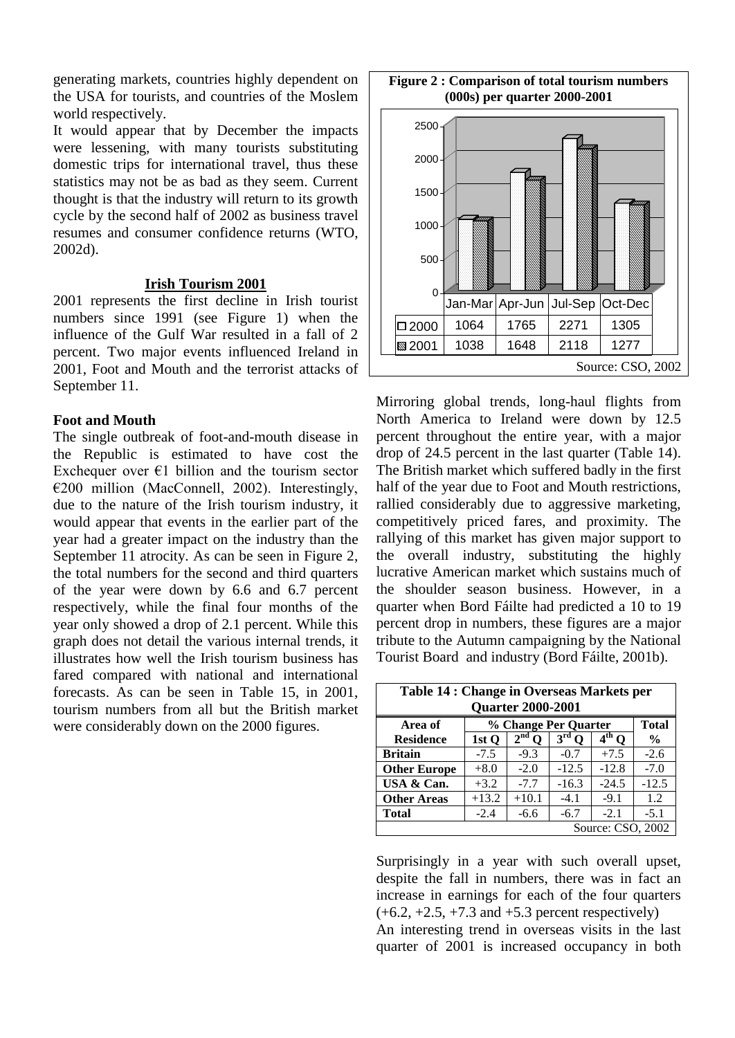generating markets, countries highly dependent on the USA for tourists, and countries of the Moslem world respectively.

It would appear that by December the impacts were lessening, with many tourists substituting domestic trips for international travel, thus these statistics may not be as bad as they seem. Current thought is that the industry will return to its growth cycle by the second half of 2002 as business travel resumes and consumer confidence returns (WTO, 2002d).

## Irish Tourism 2001

2001 represents the first decline in Irish tourist numbers since 1991 (see Figure 1) when the influence of the Gulf War resulted in a fall of 2 percent. Two major events influenced Ireland in 2001, Foot and Mouth and the terrorist attacks of September 11.

### Foot and Mouth

The single outbreak of foot-and-mouth disease in the Republic is estimated to have cost the Exchequer over €1 billion and the tourism sector €200 million (MacConnell, 2002). Interestingly, due to the nature of the Irish tourism industry, it would appear that events in the earlier part of the year had a greater impact on the industry than the September 11 atrocity. As can be seen in Figure 2, the total numbers for the second and third quarters of the year were down by 6.6 and 6.7 percent respectively, while the final four months of the year only showed a drop of 2.1 percent. While this graph does not detail the various internal trends, it illustrates how well the Irish tourism business has fared compared with national and international forecasts. As can be seen in Table 15, in 2001, tourism numbers from all but the British market were considerably down on the 2000 figures.

**Figure 2 : Comparison of total tourism numbers (000s) per quarter 2000-2001**

| | Jan-Mar | Apr-Jun | Jul-Sep | Oct-Dec |
|---|---|---|---|---|
| 2000 | 1064 | 1765 | 2271 | 1305 |
| 2001 | 1038 | 1648 | 2118 | 1277 |

Source: CSO, 2002

Mirroring global trends, long-haul flights from North America to Ireland were down by 12.5 percent throughout the entire year, with a major drop of 24.5 percent in the last quarter (Table 14). The British market which suffered badly in the first half of the year due to Foot and Mouth restrictions, rallied considerably due to aggressive marketing, competitively priced fares, and proximity. The rallying of this market has given major support to the overall industry, substituting the highly lucrative American market which sustains much of the shoulder season business. However, in a quarter when Bord Fáilte had predicted a 10 to 19 percent drop in numbers, these figures are a major tribute to the Autumn campaigning by the National Tourist Board and industry (Bord Fáilte, 2001b).

**Table 14 : Change in Overseas Markets per Quarter 2000-2001**

| Area of Residence | % Change Per Quarter | | | | Total |
|---|---|---|---|---|---|
| | 1st Q | 2nd Q | 3rd Q | 4th Q | % |
| **Britain** | -7.5 | -9.3 | -0.7 | +7.5 | -2.6 |
| **Other Europe** | +8.0 | -2.0 | -12.5 | -12.8 | -7.0 |
| **USA & Can.** | +3.2 | -7.7 | -16.3 | -24.5 | -12.5 |
| **Other Areas** | +13.2 | +10.1 | -4.1 | -9.1 | 1.2 |
| **Total** | -2.4 | -6.6 | -6.7 | -2.1 | -5.1 |

Source: CSO, 2002

Surprisingly in a year with such overall upset, despite the fall in numbers, there was in fact an increase in earnings for each of the four quarters (+6.2, +2.5, +7.3 and +5.3 percent respectively)

An interesting trend in overseas visits in the last quarter of 2001 is increased occupancy in both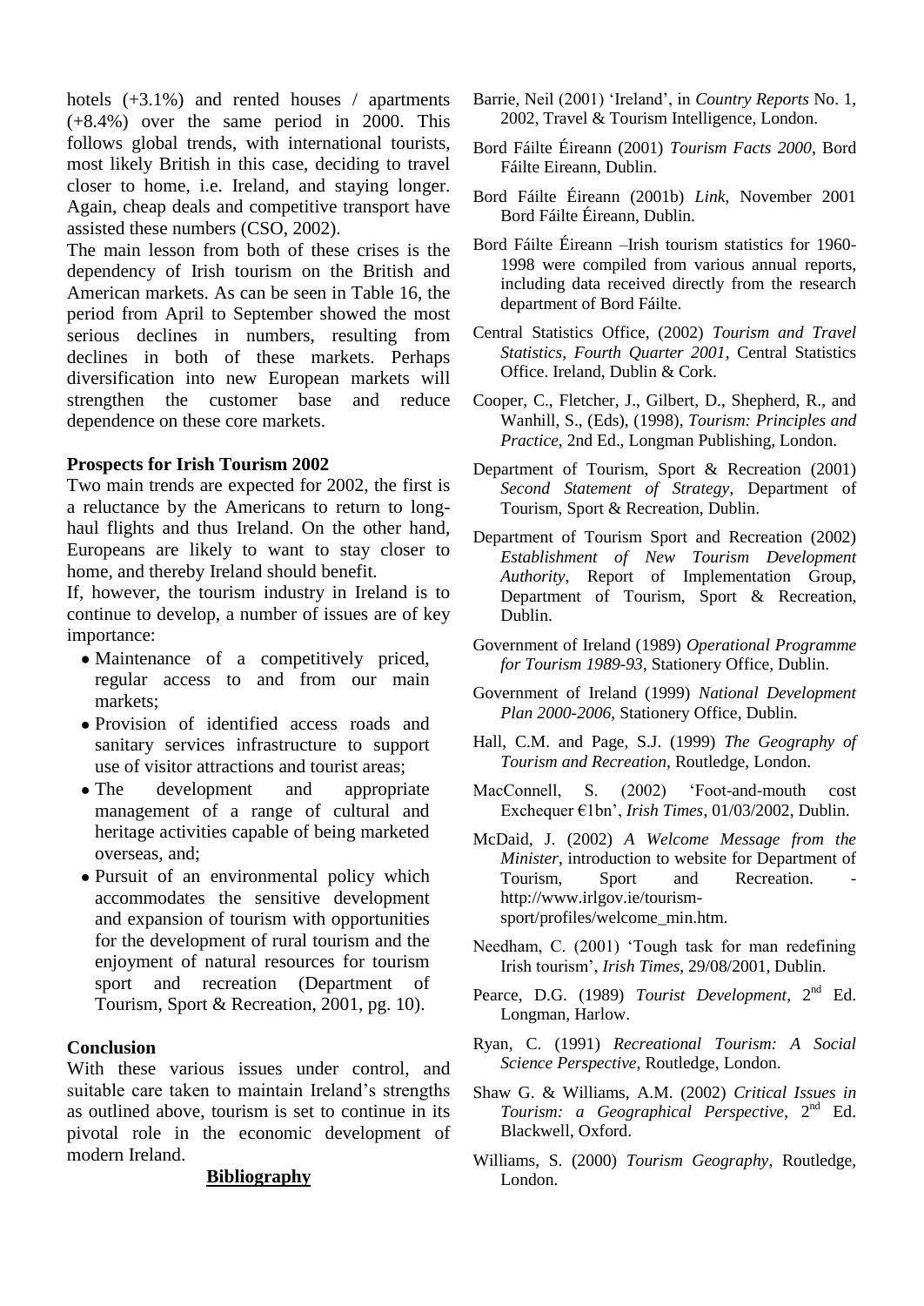hotels (+3.1%) and rented houses / apartments (+8.4%) over the same period in 2000. This follows global trends, with international tourists, most likely British in this case, deciding to travel closer to home, i.e. Ireland, and staying longer. Again, cheap deals and competitive transport have assisted these numbers (CSO, 2002).

The main lesson from both of these crises is the dependency of Irish tourism on the British and American markets. As can be seen in Table 16, the period from April to September showed the most serious declines in numbers, resulting from declines in both of these markets. Perhaps diversification into new European markets will strengthen the customer base and reduce dependence on these core markets.

### Prospects for Irish Tourism 2002

Two main trends are expected for 2002, the first is a reluctance by the Americans to return to long-haul flights and thus Ireland. On the other hand, Europeans are likely to want to stay closer to home, and thereby Ireland should benefit.

If, however, the tourism industry in Ireland is to continue to develop, a number of issues are of key importance:

- Maintenance of a competitively priced, regular access to and from our main markets;
- Provision of identified access roads and sanitary services infrastructure to support use of visitor attractions and tourist areas;
- The development and appropriate management of a range of cultural and heritage activities capable of being marketed overseas, and;
- Pursuit of an environmental policy which accommodates the sensitive development and expansion of tourism with opportunities for the development of rural tourism and the enjoyment of natural resources for tourism sport and recreation (Department of Tourism, Sport & Recreation, 2001, pg. 10).

### Conclusion

With these various issues under control, and suitable care taken to maintain Ireland's strengths as outlined above, tourism is set to continue in its pivotal role in the economic development of modern Ireland.

### Bibliography

Barrie, Neil (2001) 'Ireland', in *Country Reports* No. 1, 2002, Travel & Tourism Intelligence, London.

Bord Fáilte Éireann (2001) *Tourism Facts 2000*, Bord Fáilte Eireann, Dublin.

Bord Fáilte Éireann (2001b) *Link*, November 2001 Bord Fáilte Éireann, Dublin.

Bord Fáilte Éireann –Irish tourism statistics for 1960-1998 were compiled from various annual reports, including data received directly from the research department of Bord Fáilte.

Central Statistics Office, (2002) *Tourism and Travel Statistics, Fourth Quarter 2001*, Central Statistics Office. Ireland, Dublin & Cork.

Cooper, C., Fletcher, J., Gilbert, D., Shepherd, R., and Wanhill, S., (Eds), (1998), *Tourism: Principles and Practice*, 2nd Ed., Longman Publishing, London.

Department of Tourism, Sport & Recreation (2001) *Second Statement of Strategy*, Department of Tourism, Sport & Recreation, Dublin.

Department of Tourism Sport and Recreation (2002) *Establishment of New Tourism Development Authority*, Report of Implementation Group, Department of Tourism, Sport & Recreation, Dublin.

Government of Ireland (1989) *Operational Programme for Tourism 1989-93*, Stationery Office, Dublin.

Government of Ireland (1999) *National Development Plan 2000-2006*, Stationery Office, Dublin.

Hall, C.M. and Page, S.J. (1999) *The Geography of Tourism and Recreation*, Routledge, London.

MacConnell, S. (2002) 'Foot-and-mouth cost Exchequer €1bn', *Irish Times*, 01/03/2002, Dublin.

McDaid, J. (2002) *A Welcome Message from the Minister*, introduction to website for Department of Tourism, Sport and Recreation. - http://www.irlgov.ie/tourism-sport/profiles/welcome_min.htm.

Needham, C. (2001) 'Tough task for man redefining Irish tourism', *Irish Times*, 29/08/2001, Dublin.

Pearce, D.G. (1989) *Tourist Development*, 2nd Ed. Longman, Harlow.

Ryan, C. (1991) *Recreational Tourism: A Social Science Perspective*, Routledge, London.

Shaw G. & Williams, A.M. (2002) *Critical Issues in Tourism: a Geographical Perspective*, 2nd Ed. Blackwell, Oxford.

Williams, S. (2000) *Tourism Geography*, Routledge, London.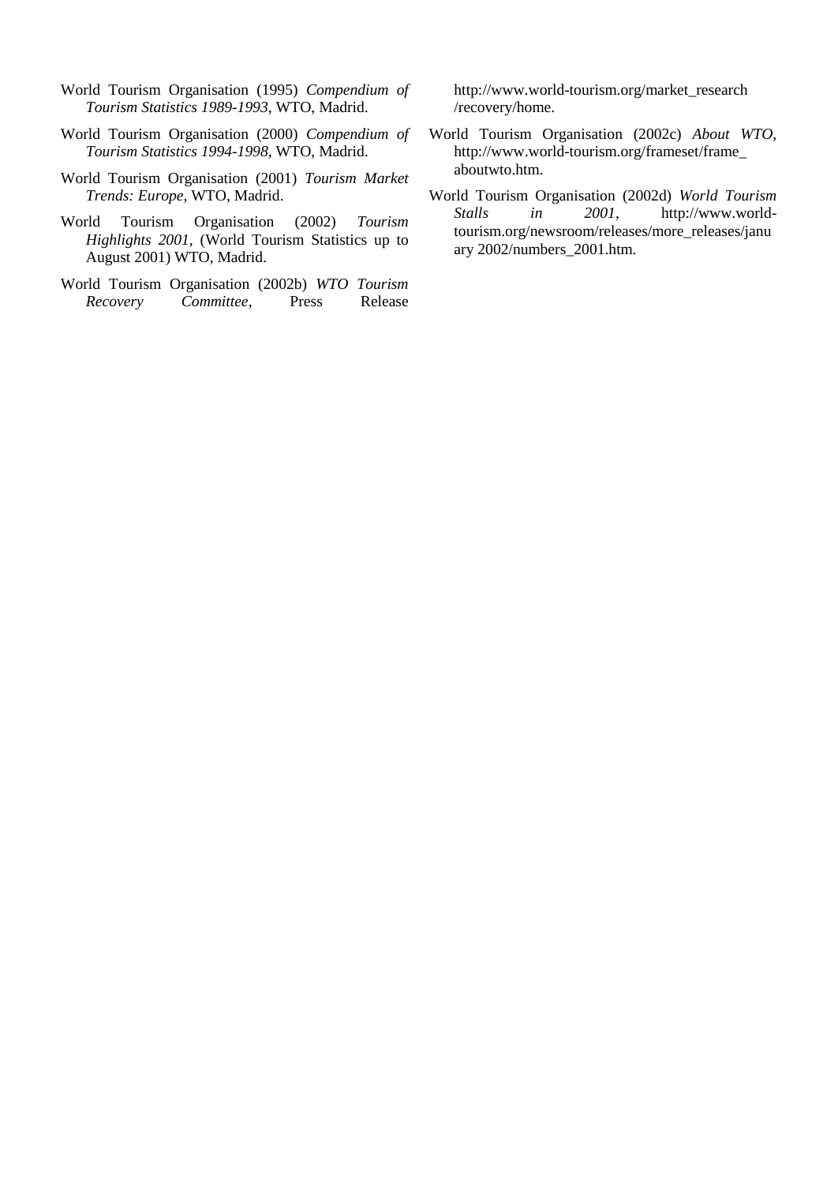World Tourism Organisation (1995) *Compendium of Tourism Statistics 1989-1993,* WTO, Madrid.

World Tourism Organisation (2000) *Compendium of Tourism Statistics 1994-1998,* WTO, Madrid.

World Tourism Organisation (2001) *Tourism Market Trends: Europe,* WTO, Madrid.

World Tourism Organisation (2002) *Tourism Highlights 2001,* (World Tourism Statistics up to August 2001) WTO, Madrid.

World Tourism Organisation (2002b) *WTO Tourism Recovery Committee*, Press Release http://www.world-tourism.org/market_research/recovery/home.

World Tourism Organisation (2002c) *About WTO,* http://www.world-tourism.org/frameset/frame_aboutwto.htm.

World Tourism Organisation (2002d) *World Tourism Stalls in 2001*, http://www.world-tourism.org/newsroom/releases/more_releases/january 2002/numbers_2001.htm.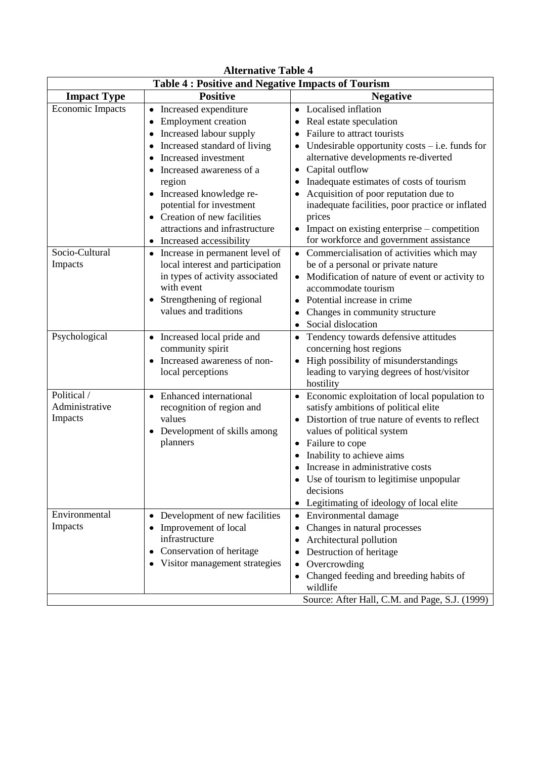**Alternative Table 4**

| Table 4 : Positive and Negative Impacts of Tourism | | |
|---|---|---|
| **Impact Type** | **Positive** | **Negative** |
| Economic Impacts | • Increased expenditure<br>• Employment creation<br>• Increased labour supply<br>• Increased standard of living<br>• Increased investment<br>• Increased awareness of a region<br>• Increased knowledge re-potential for investment<br>• Creation of new facilities attractions and infrastructure<br>• Increased accessibility | • Localised inflation<br>• Real estate speculation<br>• Failure to attract tourists<br>• Undesirable opportunity costs – i.e. funds for alternative developments re-diverted<br>• Capital outflow<br>• Inadequate estimates of costs of tourism<br>• Acquisition of poor reputation due to inadequate facilities, poor practice or inflated prices<br>• Impact on existing enterprise – competition for workforce and government assistance |
| Socio-Cultural Impacts | • Increase in permanent level of local interest and participation in types of activity associated with event<br>• Strengthening of regional values and traditions | • Commercialisation of activities which may be of a personal or private nature<br>• Modification of nature of event or activity to accommodate tourism<br>• Potential increase in crime<br>• Changes in community structure<br>• Social dislocation |
| Psychological | • Increased local pride and community spirit<br>• Increased awareness of non-local perceptions | • Tendency towards defensive attitudes concerning host regions<br>• High possibility of misunderstandings leading to varying degrees of host/visitor hostility |
| Political / Administrative Impacts | • Enhanced international recognition of region and values<br>• Development of skills among planners | • Economic exploitation of local population to satisfy ambitions of political elite<br>• Distortion of true nature of events to reflect values of political system<br>• Failure to cope<br>• Inability to achieve aims<br>• Increase in administrative costs<br>• Use of tourism to legitimise unpopular decisions<br>• Legitimating of ideology of local elite |
| Environmental Impacts | • Development of new facilities<br>• Improvement of local infrastructure<br>• Conservation of heritage<br>• Visitor management strategies | • Environmental damage<br>• Changes in natural processes<br>• Architectural pollution<br>• Destruction of heritage<br>• Overcrowding<br>• Changed feeding and breeding habits of wildlife |
| | | Source: After Hall, C.M. and Page, S.J. (1999) |